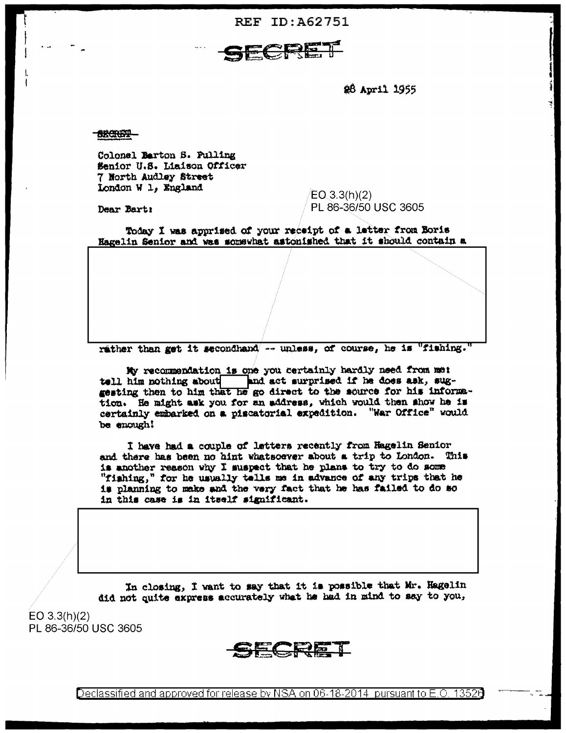REF ID:A62751

SECRET

28 April 1955

~~SECRET~~

Colonel Barton S. Pulling
Senior U.S. Liaison Officer
7 North Audley Street
London W 1, England

EO 3.3(h)(2)
PL 86-36/50 USC 3605

Dear Bart:

Today I was apprised of your receipt of a letter from Boris Hagelin Senior and was somewhat astonished that it should contain a

[REDACTED]

rather than get it secondhand -- unless, of course, he is "fishing."

My recommendation is one you certainly hardly need from me: tell him nothing about [REDACTED] and act surprised if he does ask, suggesting then to him that he go direct to the source for his information. He might ask you for an address, which would then show he is certainly embarked on a piscatorial expedition. "War Office" would be enough!

I have had a couple of letters recently from Hagelin Senior and there has been no hint whatsoever about a trip to London. This is another reason why I suspect that he plans to try to do some "fishing," for he usually tells me in advance of any trips that he is planning to make and the very fact that he has failed to do so in this case is in itself significant.

[REDACTED]

In closing, I want to say that it is possible that Mr. Hagelin did not quite express accurately what he had in mind to say to you,

EO 3.3(h)(2)
PL 86-36/50 USC 3605

SECRET

Declassified and approved for release by NSA on 06-18-2014 pursuant to E.O. 13526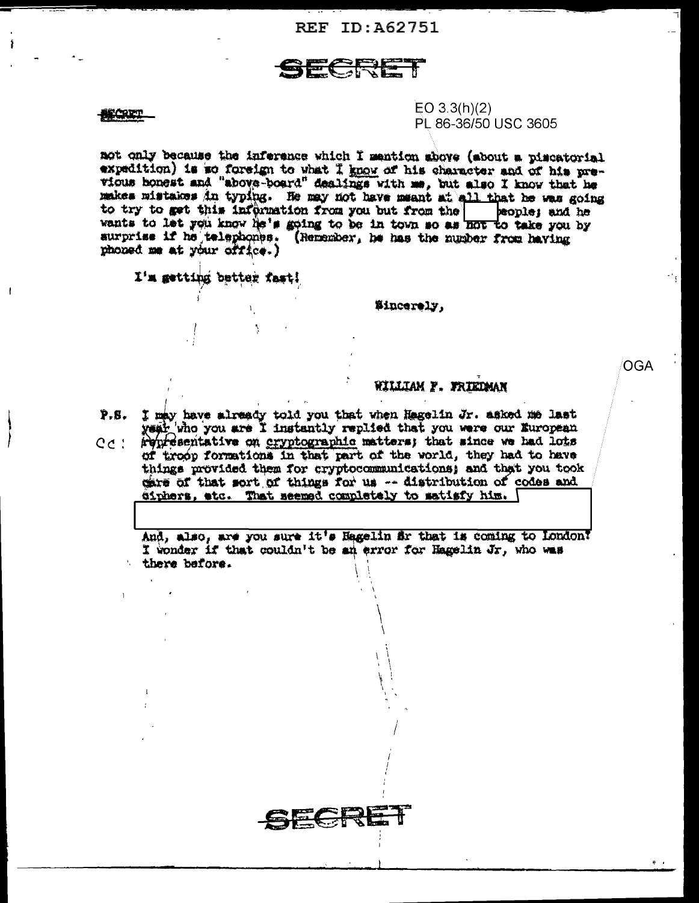SECRET

EO 3.3(h)(2)
PL 86-36/50 USC 3605

not only because the inference which I mention above (about a piscatorial expedition) is so foreign to what I know of his character and of his previous honest and "above-board" dealings with me, but also I know that he makes mistakes in typing. He may not have meant at all that he was going to try to get this information from you but from the [ ] people; and he wants to let you know he's going to be in town so as not to take you by surprise if he telephones. (Remember, he has the number from having phoned me at your office.)

I'm getting better fast!

Sincerely,

WILLIAM F. FRIEDMAN

OGA

P.S. I may have already told you that when Hagelin Jr. asked me last year who you are I instantly replied that you were our European representative on cryptographic matters; that since we had lots of troop formations in that part of the world, they had to have things provided them for cryptocommunications; and that you took care of that sort of things for us -- distribution of codes and ciphers, etc. That seemed completely to satisfy him. [ ]

And, also, are you sure it's Hagelin Sr that is coming to London? I wonder if that couldn't be an error for Hagelin Jr, who was there before.

Cc:

SECRET